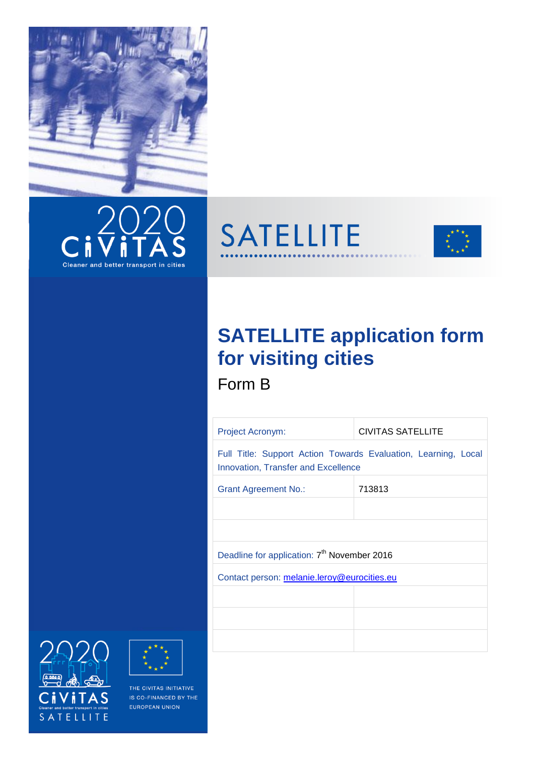2020 CIVITAS

Cleaner and better transport in cities

SATELLITE

# SATELLITE application form for visiting cities

## Form B

| | |
|---|---|
| Project Acronym: | CIVITAS SATELLITE |
| Full Title: Support Action Towards Evaluation, Learning, Local Innovation, Transfer and Excellence | |
| Grant Agreement No.: | 713813 |
| | |
| | |
| Deadline for application: 7th November 2016 | |
| Contact person: melanie.leroy@eurocities.eu | |
| | |
| | |
| | |

2020 CIVITAS

Cleaner and better transport in cities

SATELLITE

THE CIVITAS INITIATIVE IS CO-FINANCED BY THE EUROPEAN UNION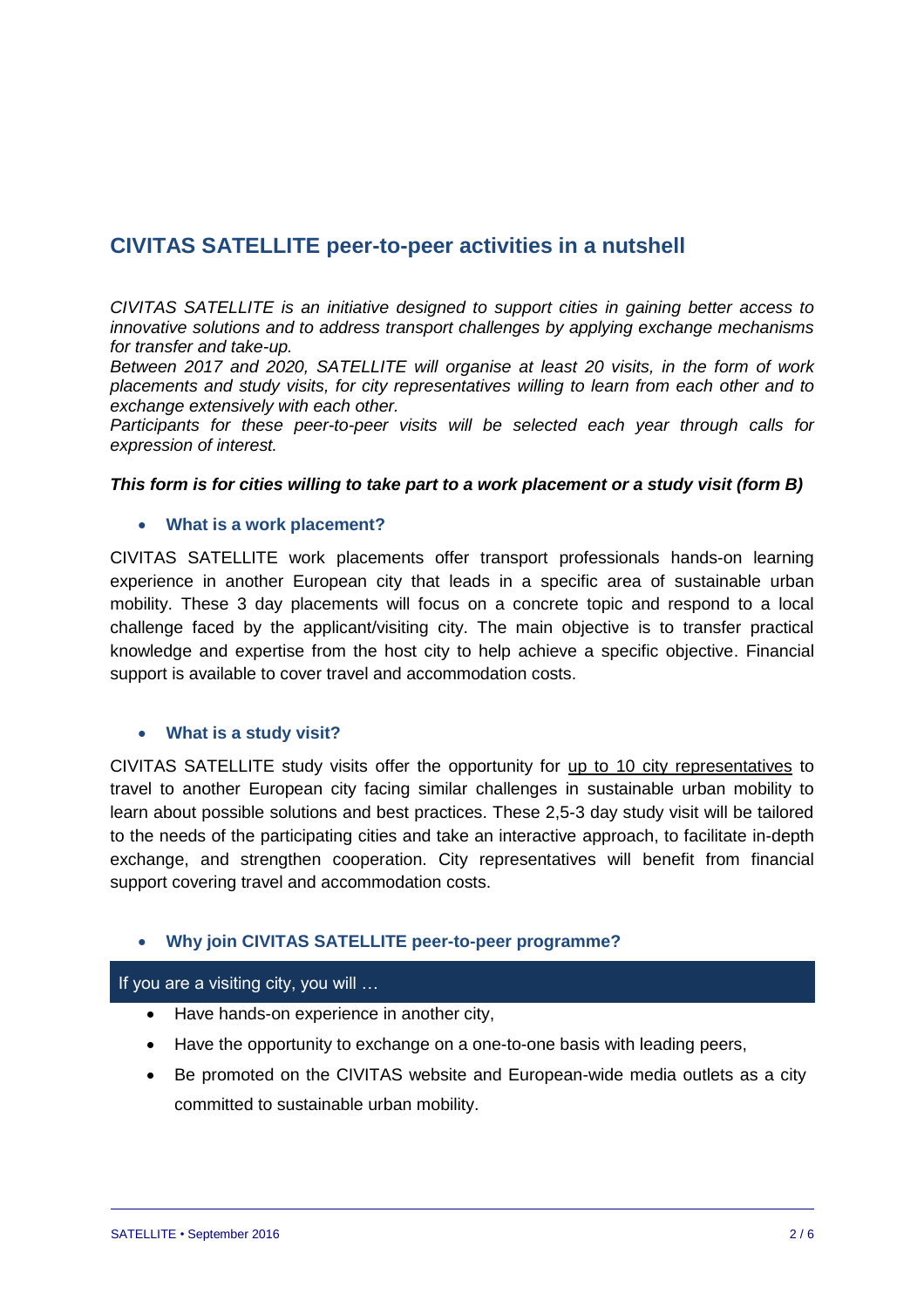## CIVITAS SATELLITE peer-to-peer activities in a nutshell

*CIVITAS SATELLITE is an initiative designed to support cities in gaining better access to innovative solutions and to address transport challenges by applying exchange mechanisms for transfer and take-up.*
*Between 2017 and 2020, SATELLITE will organise at least 20 visits, in the form of work placements and study visits, for city representatives willing to learn from each other and to exchange extensively with each other.*
*Participants for these peer-to-peer visits will be selected each year through calls for expression of interest.*

***This form is for cities willing to take part to a work placement or a study visit (form B)***

- **What is a work placement?**

CIVITAS SATELLITE work placements offer transport professionals hands-on learning experience in another European city that leads in a specific area of sustainable urban mobility. These 3 day placements will focus on a concrete topic and respond to a local challenge faced by the applicant/visiting city. The main objective is to transfer practical knowledge and expertise from the host city to help achieve a specific objective. Financial support is available to cover travel and accommodation costs.

- **What is a study visit?**

CIVITAS SATELLITE study visits offer the opportunity for up to 10 city representatives to travel to another European city facing similar challenges in sustainable urban mobility to learn about possible solutions and best practices. These 2,5-3 day study visit will be tailored to the needs of the participating cities and take an interactive approach, to facilitate in-depth exchange, and strengthen cooperation. City representatives will benefit from financial support covering travel and accommodation costs.

- **Why join CIVITAS SATELLITE peer-to-peer programme?**

If you are a visiting city, you will …

- Have hands-on experience in another city,
- Have the opportunity to exchange on a one-to-one basis with leading peers,
- Be promoted on the CIVITAS website and European-wide media outlets as a city committed to sustainable urban mobility.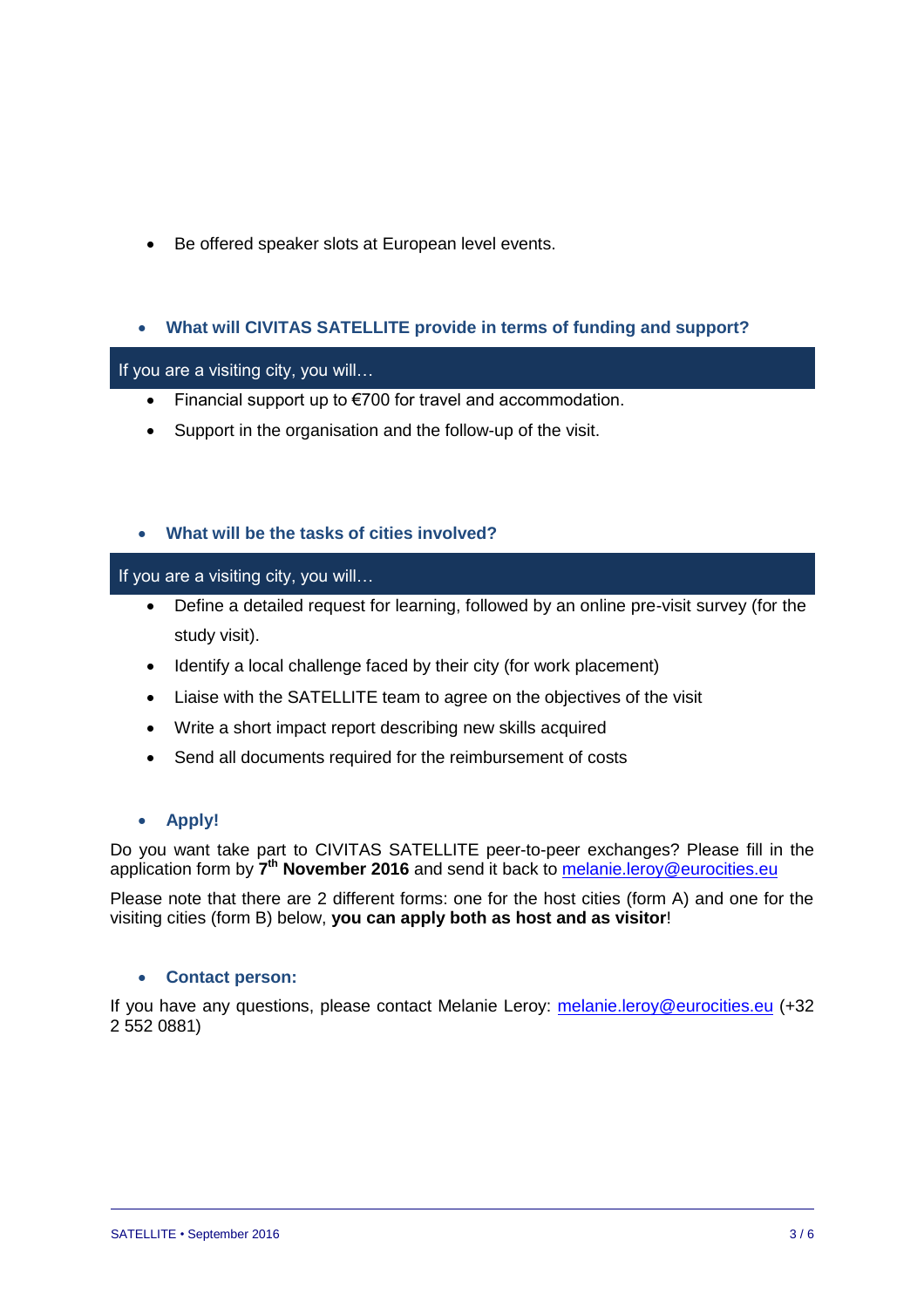- Be offered speaker slots at European level events.

- **What will CIVITAS SATELLITE provide in terms of funding and support?**

If you are a visiting city, you will…

- Financial support up to €700 for travel and accommodation.
- Support in the organisation and the follow-up of the visit.

- **What will be the tasks of cities involved?**

If you are a visiting city, you will…

- Define a detailed request for learning, followed by an online pre-visit survey (for the study visit).
- Identify a local challenge faced by their city (for work placement)
- Liaise with the SATELLITE team to agree on the objectives of the visit
- Write a short impact report describing new skills acquired
- Send all documents required for the reimbursement of costs

- **Apply!**

Do you want take part to CIVITAS SATELLITE peer-to-peer exchanges? Please fill in the application form by **7th November 2016** and send it back to melanie.leroy@eurocities.eu

Please note that there are 2 different forms: one for the host cities (form A) and one for the visiting cities (form B) below, **you can apply both as host and as visitor**!

- **Contact person:**

If you have any questions, please contact Melanie Leroy: melanie.leroy@eurocities.eu (+32 2 552 0881)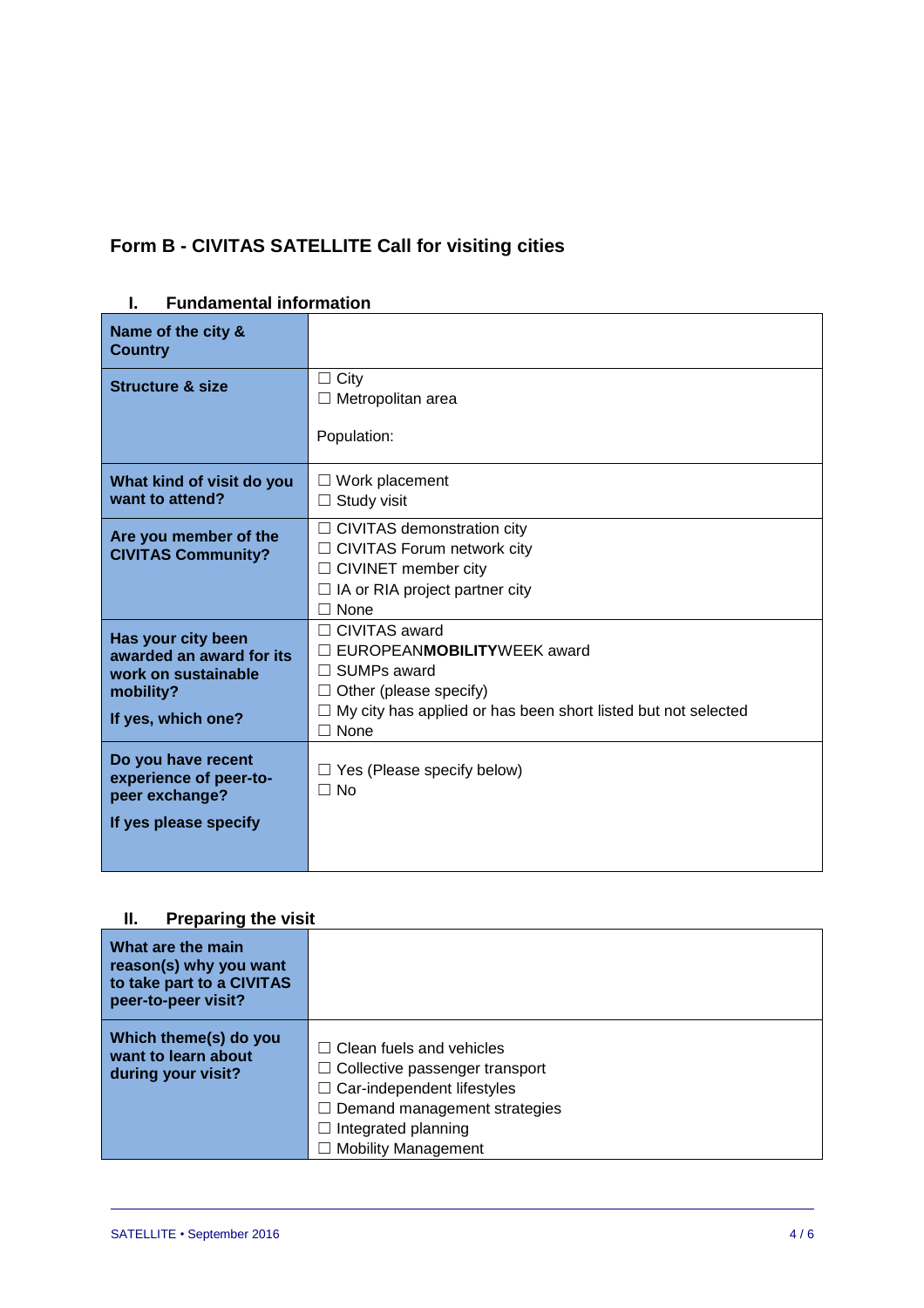## Form B - CIVITAS SATELLITE Call for visiting cities

### I. Fundamental information

| | |
|---|---|
| **Name of the city & Country** | |
| **Structure & size** | ☐ City<br>☐ Metropolitan area<br><br>Population: |
| **What kind of visit do you want to attend?** | ☐ Work placement<br>☐ Study visit |
| **Are you member of the CIVITAS Community?** | ☐ CIVITAS demonstration city<br>☐ CIVITAS Forum network city<br>☐ CIVINET member city<br>☐ IA or RIA project partner city<br>☐ None |
| **Has your city been awarded an award for its work on sustainable mobility?**<br><br>**If yes, which one?** | ☐ CIVITAS award<br>☐ EUROPEAN**MOBILITY**WEEK award<br>☐ SUMPs award<br>☐ Other (please specify)<br>☐ My city has applied or has been short listed but not selected<br>☐ None |
| **Do you have recent experience of peer-to-peer exchange?**<br><br>**If yes please specify** | ☐ Yes (Please specify below)<br>☐ No |

### II. Preparing the visit

| | |
|---|---|
| **What are the main reason(s) why you want to take part to a CIVITAS peer-to-peer visit?** | |
| **Which theme(s) do you want to learn about during your visit?** | ☐ Clean fuels and vehicles<br>☐ Collective passenger transport<br>☐ Car-independent lifestyles<br>☐ Demand management strategies<br>☐ Integrated planning<br>☐ Mobility Management |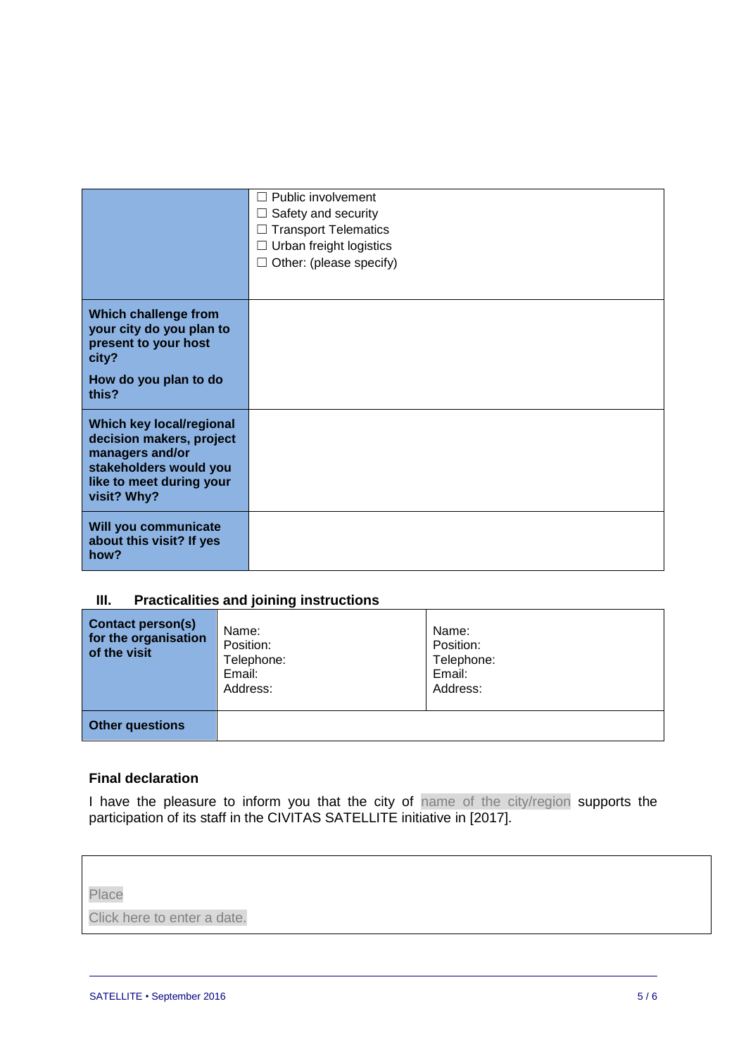| | |
|---|---|
| | ☐ Public involvement<br>☐ Safety and security<br>☐ Transport Telematics<br>☐ Urban freight logistics<br>☐ Other: (please specify) |
| **Which challenge from your city do you plan to present to your host city?**<br>**How do you plan to do this?** | |
| **Which key local/regional decision makers, project managers and/or stakeholders would you like to meet during your visit? Why?** | |
| **Will you communicate about this visit? If yes how?** | |

### III. Practicalities and joining instructions

| | | |
|---|---|---|
| **Contact person(s) for the organisation of the visit** | Name:<br>Position:<br>Telephone:<br>Email:<br>Address: | Name:<br>Position:<br>Telephone:<br>Email:<br>Address: |
| **Other questions** | | |

**Final declaration**

I have the pleasure to inform you that the city of name of the city/region supports the participation of its staff in the CIVITAS SATELLITE initiative in [2017].

| |
|---|
| Place<br>Click here to enter a date. |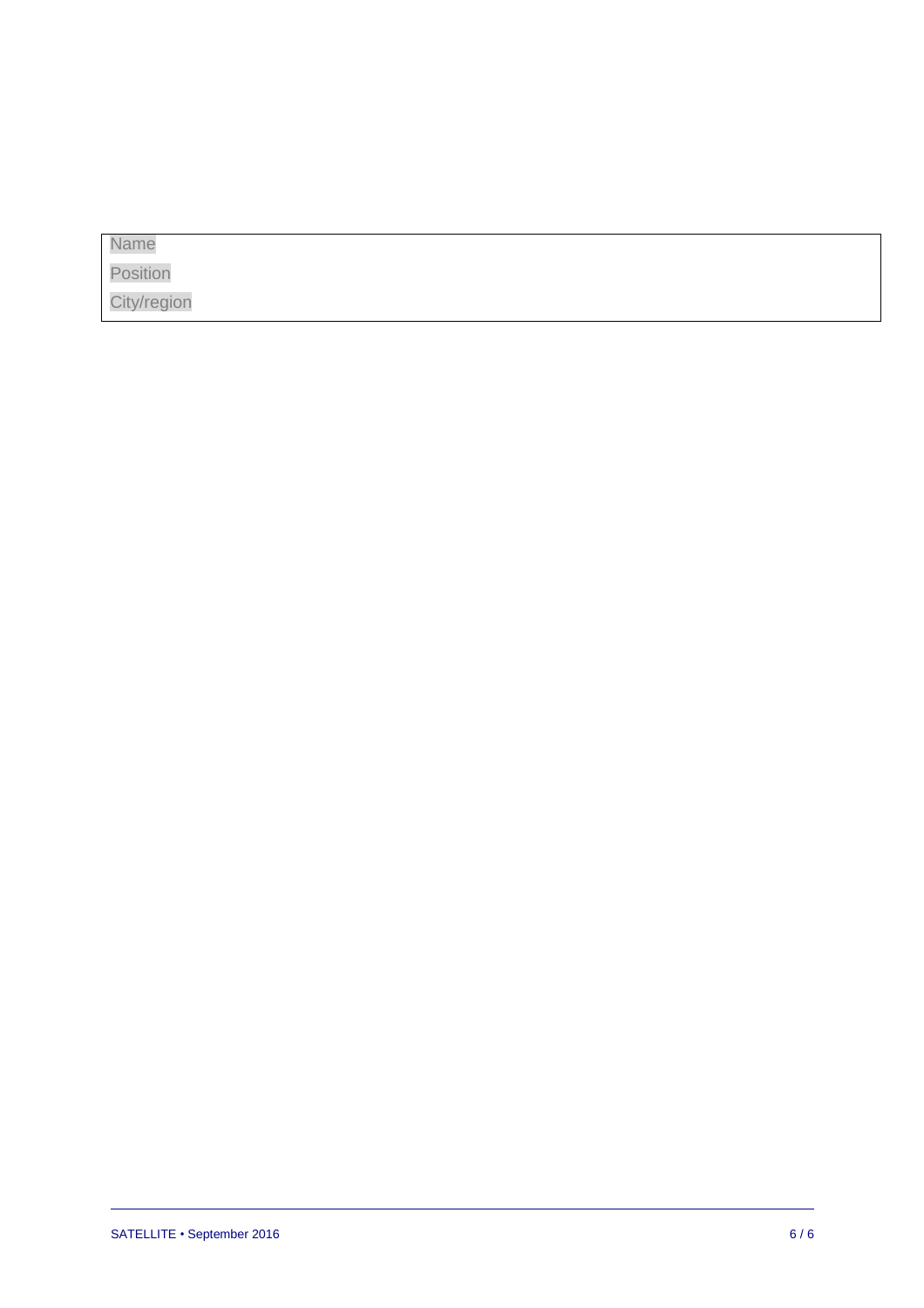| |
|---|
| Name<br>Position<br>City/region |